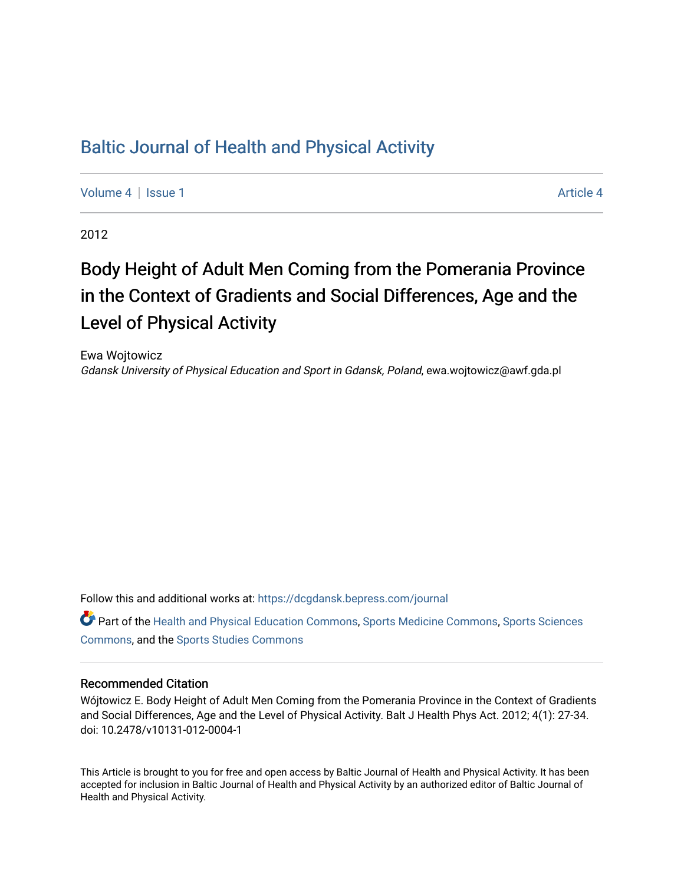# Baltic Journal of Health and Physical Activity

Volume 4 | Issue 1 Article 4

2012

## Body Height of Adult Men Coming from the Pomerania Province in the Context of Gradients and Social Differences, Age and the Level of Physical Activity

Ewa Wojtowicz
*Gdansk University of Physical Education and Sport in Gdansk, Poland*, ewa.wojtowicz@awf.gda.pl

Follow this and additional works at: https://dcgdansk.bepress.com/journal

Part of the Health and Physical Education Commons, Sports Medicine Commons, Sports Sciences Commons, and the Sports Studies Commons

### Recommended Citation

Wójtowicz E. Body Height of Adult Men Coming from the Pomerania Province in the Context of Gradients and Social Differences, Age and the Level of Physical Activity. Balt J Health Phys Act. 2012; 4(1): 27-34. doi: 10.2478/v10131-012-0004-1

This Article is brought to you for free and open access by Baltic Journal of Health and Physical Activity. It has been accepted for inclusion in Baltic Journal of Health and Physical Activity by an authorized editor of Baltic Journal of Health and Physical Activity.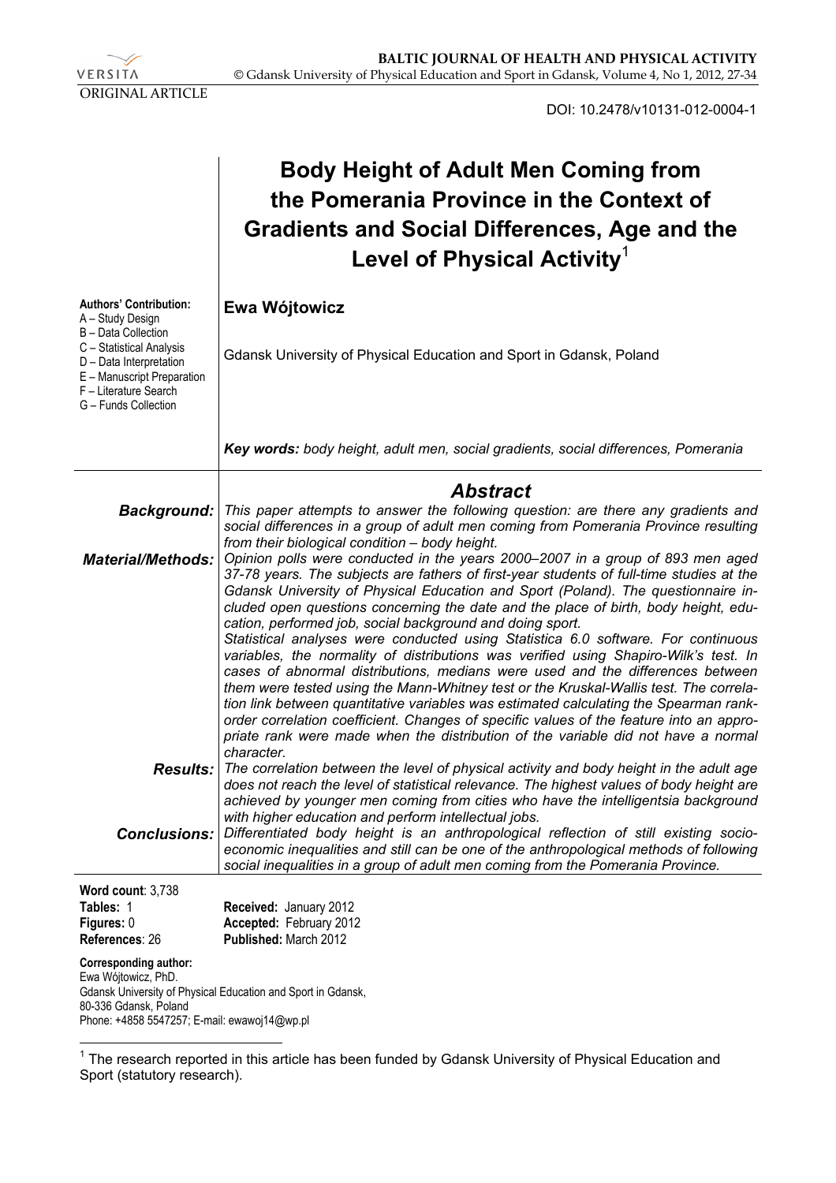VERSITA

ORIGINAL ARTICLE

DOI: 10.2478/v10131-012-0004-1

# Body Height of Adult Men Coming from the Pomerania Province in the Context of Gradients and Social Differences, Age and the Level of Physical Activity[1]

**Authors' Contribution:**
A – Study Design
B – Data Collection
C – Statistical Analysis
D – Data Interpretation
E – Manuscript Preparation
F – Literature Search
G – Funds Collection

**Ewa Wójtowicz**

Gdansk University of Physical Education and Sport in Gdansk, Poland

***Key words:*** *body height, adult men, social gradients, social differences, Pomerania*

## *Abstract*

***Background:*** *This paper attempts to answer the following question: are there any gradients and social differences in a group of adult men coming from Pomerania Province resulting from their biological condition – body height.*

***Material/Methods:*** *Opinion polls were conducted in the years 2000–2007 in a group of 893 men aged 37-78 years. The subjects are fathers of first-year students of full-time studies at the Gdansk University of Physical Education and Sport (Poland). The questionnaire included open questions concerning the date and the place of birth, body height, education, performed job, social background and doing sport.*

*Statistical analyses were conducted using Statistica 6.0 software. For continuous variables, the normality of distributions was verified using Shapiro-Wilk's test. In cases of abnormal distributions, medians were used and the differences between them were tested using the Mann-Whitney test or the Kruskal-Wallis test. The correlation link between quantitative variables was estimated calculating the Spearman rank-order correlation coefficient. Changes of specific values of the feature into an appropriate rank were made when the distribution of the variable did not have a normal character.*

***Results:*** *The correlation between the level of physical activity and body height in the adult age does not reach the level of statistical relevance. The highest values of body height are achieved by younger men coming from cities who have the intelligentsia background with higher education and perform intellectual jobs.*

***Conclusions:*** *Differentiated body height is an anthropological reflection of still existing socio-economic inequalities and still can be one of the anthropological methods of following social inequalities in a group of adult men coming from the Pomerania Province.*

**Word count**: 3,738
**Tables:** 1
**Figures:** 0
**References**: 26

**Received:** January 2012
**Accepted:** February 2012
**Published:** March 2012

**Corresponding author:**
Ewa Wójtowicz, PhD.
Gdansk University of Physical Education and Sport in Gdansk,
80-336 Gdansk, Poland
Phone: +4858 5547257; E-mail: ewawoj14@wp.pl

[1] The research reported in this article has been funded by Gdansk University of Physical Education and Sport (statutory research).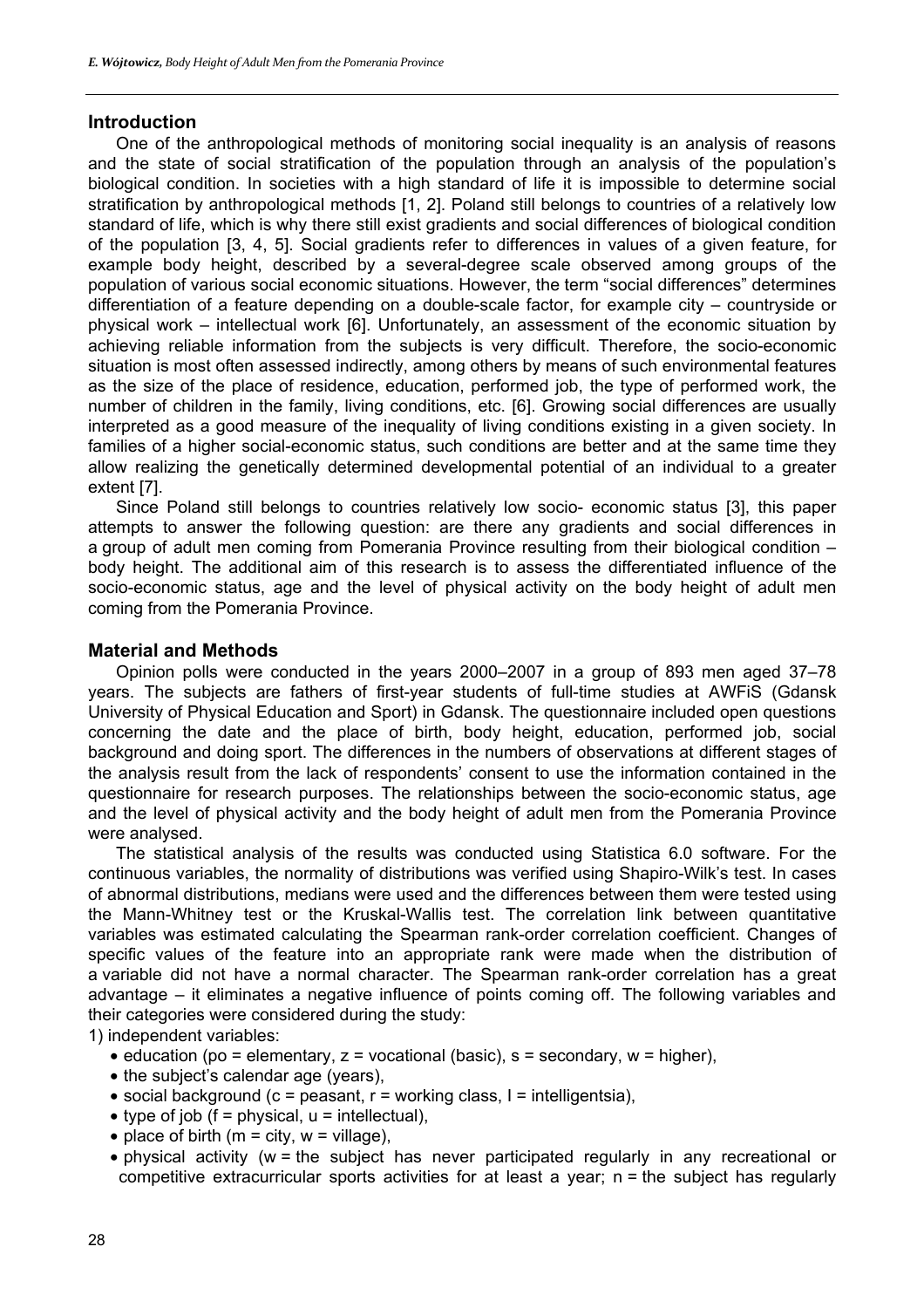## Introduction

One of the anthropological methods of monitoring social inequality is an analysis of reasons and the state of social stratification of the population through an analysis of the population's biological condition. In societies with a high standard of life it is impossible to determine social stratification by anthropological methods [1, 2]. Poland still belongs to countries of a relatively low standard of life, which is why there still exist gradients and social differences of biological condition of the population [3, 4, 5]. Social gradients refer to differences in values of a given feature, for example body height, described by a several-degree scale observed among groups of the population of various social economic situations. However, the term "social differences" determines differentiation of a feature depending on a double-scale factor, for example city – countryside or physical work – intellectual work [6]. Unfortunately, an assessment of the economic situation by achieving reliable information from the subjects is very difficult. Therefore, the socio-economic situation is most often assessed indirectly, among others by means of such environmental features as the size of the place of residence, education, performed job, the type of performed work, the number of children in the family, living conditions, etc. [6]. Growing social differences are usually interpreted as a good measure of the inequality of living conditions existing in a given society. In families of a higher social-economic status, such conditions are better and at the same time they allow realizing the genetically determined developmental potential of an individual to a greater extent [7].

Since Poland still belongs to countries relatively low socio- economic status [3], this paper attempts to answer the following question: are there any gradients and social differences in a group of adult men coming from Pomerania Province resulting from their biological condition – body height. The additional aim of this research is to assess the differentiated influence of the socio-economic status, age and the level of physical activity on the body height of adult men coming from the Pomerania Province.

## Material and Methods

Opinion polls were conducted in the years 2000–2007 in a group of 893 men aged 37–78 years. The subjects are fathers of first-year students of full-time studies at AWFiS (Gdansk University of Physical Education and Sport) in Gdansk. The questionnaire included open questions concerning the date and the place of birth, body height, education, performed job, social background and doing sport. The differences in the numbers of observations at different stages of the analysis result from the lack of respondents' consent to use the information contained in the questionnaire for research purposes. The relationships between the socio-economic status, age and the level of physical activity and the body height of adult men from the Pomerania Province were analysed.

The statistical analysis of the results was conducted using Statistica 6.0 software. For the continuous variables, the normality of distributions was verified using Shapiro-Wilk's test. In cases of abnormal distributions, medians were used and the differences between them were tested using the Mann-Whitney test or the Kruskal-Wallis test. The correlation link between quantitative variables was estimated calculating the Spearman rank-order correlation coefficient. Changes of specific values of the feature into an appropriate rank were made when the distribution of a variable did not have a normal character. The Spearman rank-order correlation has a great advantage – it eliminates a negative influence of points coming off. The following variables and their categories were considered during the study:

1) independent variables:
   - education (po = elementary, z = vocational (basic), s = secondary, w = higher),
   - the subject's calendar age (years),
   - social background (c = peasant, r = working class, I = intelligentsia),
   - type of job (f = physical, u = intellectual),
   - place of birth (m = city, w = village),
   - physical activity (w = the subject has never participated regularly in any recreational or competitive extracurricular sports activities for at least a year; n = the subject has regularly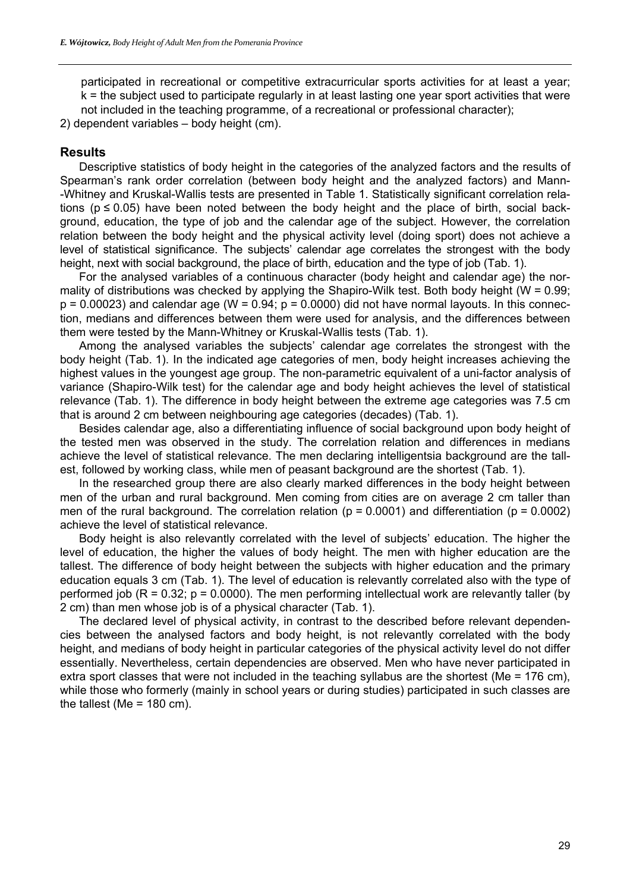participated in recreational or competitive extracurricular sports activities for at least a year; k = the subject used to participate regularly in at least lasting one year sport activities that were not included in the teaching programme, of a recreational or professional character);

2) dependent variables – body height (cm).

## Results

Descriptive statistics of body height in the categories of the analyzed factors and the results of Spearman's rank order correlation (between body height and the analyzed factors) and Mann--Whitney and Kruskal-Wallis tests are presented in Table 1. Statistically significant correlation relations ($p \leq 0.05$) have been noted between the body height and the place of birth, social background, education, the type of job and the calendar age of the subject. However, the correlation relation between the body height and the physical activity level (doing sport) does not achieve a level of statistical significance. The subjects' calendar age correlates the strongest with the body height, next with social background, the place of birth, education and the type of job (Tab. 1).

For the analysed variables of a continuous character (body height and calendar age) the normality of distributions was checked by applying the Shapiro-Wilk test. Both body height ($W = 0.99$; $p = 0.00023$) and calendar age ($W = 0.94$; $p = 0.0000$) did not have normal layouts. In this connection, medians and differences between them were used for analysis, and the differences between them were tested by the Mann-Whitney or Kruskal-Wallis tests (Tab. 1).

Among the analysed variables the subjects' calendar age correlates the strongest with the body height (Tab. 1). In the indicated age categories of men, body height increases achieving the highest values in the youngest age group. The non-parametric equivalent of a uni-factor analysis of variance (Shapiro-Wilk test) for the calendar age and body height achieves the level of statistical relevance (Tab. 1). The difference in body height between the extreme age categories was 7.5 cm that is around 2 cm between neighbouring age categories (decades) (Tab. 1).

Besides calendar age, also a differentiating influence of social background upon body height of the tested men was observed in the study. The correlation relation and differences in medians achieve the level of statistical relevance. The men declaring intelligentsia background are the tallest, followed by working class, while men of peasant background are the shortest (Tab. 1).

In the researched group there are also clearly marked differences in the body height between men of the urban and rural background. Men coming from cities are on average 2 cm taller than men of the rural background. The correlation relation ($p = 0.0001$) and differentiation ($p = 0.0002$) achieve the level of statistical relevance.

Body height is also relevantly correlated with the level of subjects' education. The higher the level of education, the higher the values of body height. The men with higher education are the tallest. The difference of body height between the subjects with higher education and the primary education equals 3 cm (Tab. 1). The level of education is relevantly correlated also with the type of performed job ($R = 0.32$; $p = 0.0000$). The men performing intellectual work are relevantly taller (by 2 cm) than men whose job is of a physical character (Tab. 1).

The declared level of physical activity, in contrast to the described before relevant dependencies between the analysed factors and body height, is not relevantly correlated with the body height, and medians of body height in particular categories of the physical activity level do not differ essentially. Nevertheless, certain dependencies are observed. Men who have never participated in extra sport classes that were not included in the teaching syllabus are the shortest (Me = 176 cm), while those who formerly (mainly in school years or during studies) participated in such classes are the tallest (Me = 180 cm).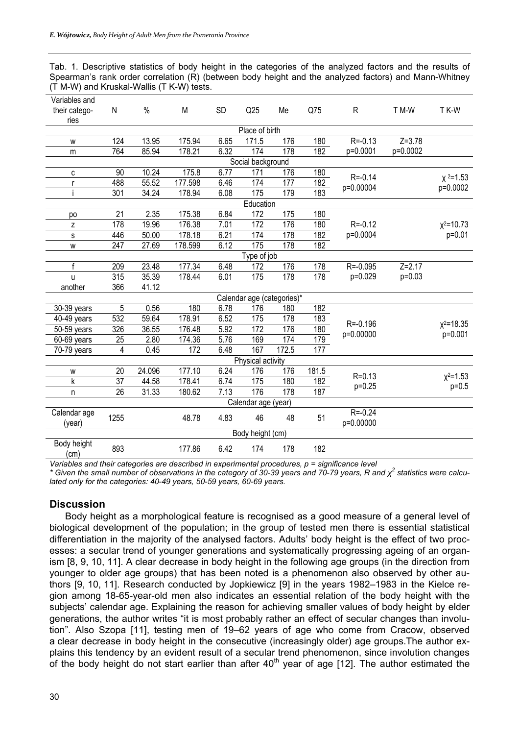Tab. 1. Descriptive statistics of body height in the categories of the analyzed factors and the results of Spearman's rank order correlation (R) (between body height and the analyzed factors) and Mann-Whitney (T M-W) and Kruskal-Wallis (T K-W) tests.

| Variables and their categories | N | % | M | SD | Q25 | Me | Q75 | R | T M-W | T K-W |
|---|---|---|---|---|---|---|---|---|---|---|
| | | | | | Place of birth | | | | | |
| w | 124 | 13.95 | 175.94 | 6.65 | 171.5 | 176 | 180 | R=-0.13 | Z=3.78 | |
| m | 764 | 85.94 | 178.21 | 6.32 | 174 | 178 | 182 | p=0.0001 | p=0.0002 | |
| | | | | | Social background | | | | | |
| c | 90 | 10.24 | 175.8 | 6.77 | 171 | 176 | 180 | R=-0.14 | | $\chi^2$=1.53 |
| r | 488 | 55.52 | 177.598 | 6.46 | 174 | 177 | 182 | p=0.00004 | | p=0.0002 |
| i | 301 | 34.24 | 178.94 | 6.08 | 175 | 179 | 183 | | | |
| | | | | | Education | | | | | |
| po | 21 | 2.35 | 175.38 | 6.84 | 172 | 175 | 180 | | | |
| z | 178 | 19.96 | 176.38 | 7.01 | 172 | 176 | 180 | R=-0.12 | | $\chi^2$=10.73 |
| s | 446 | 50.00 | 178.18 | 6.21 | 174 | 178 | 182 | p=0.0004 | | p=0.01 |
| w | 247 | 27.69 | 178.599 | 6.12 | 175 | 178 | 182 | | | |
| | | | | | Type of job | | | | | |
| f | 209 | 23.48 | 177.34 | 6.48 | 172 | 176 | 178 | R=-0.095 | Z=2.17 | |
| u | 315 | 35.39 | 178.44 | 6.01 | 175 | 178 | 178 | p=0.029 | p=0.03 | |
| another | 366 | 41.12 | | | | | | | | |
| | | | | | Calendar age (categories)* | | | | | |
| 30-39 years | 5 | 0.56 | 180 | 6.78 | 176 | 180 | 182 | | | |
| 40-49 years | 532 | 59.64 | 178.91 | 6.52 | 175 | 178 | 183 | R=-0.196 | | $\chi^2$=18.35 |
| 50-59 years | 326 | 36.55 | 176.48 | 5.92 | 172 | 176 | 180 | p=0.00000 | | p=0.001 |
| 60-69 years | 25 | 2.80 | 174.36 | 5.76 | 169 | 174 | 179 | | | |
| 70-79 years | 4 | 0.45 | 172 | 6.48 | 167 | 172.5 | 177 | | | |
| | | | | | Physical activity | | | | | |
| w | 20 | 24.096 | 177.10 | 6.24 | 176 | 176 | 181.5 | R=0.13 | | $\chi^2$=1.53 |
| k | 37 | 44.58 | 178.41 | 6.74 | 175 | 180 | 182 | p=0.25 | | p=0.5 |
| n | 26 | 31.33 | 180.62 | 7.13 | 176 | 178 | 187 | | | |
| | | | | | Calendar age (year) | | | | | |
| Calendar age (year) | 1255 | | 48.78 | 4.83 | 46 | 48 | 51 | R=-0.24 p=0.00000 | | |
| | | | | | Body height (cm) | | | | | |
| Body height (cm) | 893 | | 177.86 | 6.42 | 174 | 178 | 182 | | | |

*Variables and their categories are described in experimental procedures, p = significance level*

*\* Given the small number of observations in the category of 30-39 years and 70-79 years, R and $\chi^2$ statistics were calculated only for the categories: 40-49 years, 50-59 years, 60-69 years.*

## Discussion

Body height as a morphological feature is recognised as a good measure of a general level of biological development of the population; in the group of tested men there is essential statistical differentiation in the majority of the analysed factors. Adults' body height is the effect of two processes: a secular trend of younger generations and systematically progressing ageing of an organism [8, 9, 10, 11]. A clear decrease in body height in the following age groups (in the direction from younger to older age groups) that has been noted is a phenomenon also observed by other authors [9, 10, 11]. Research conducted by Jopkiewicz [9] in the years 1982–1983 in the Kielce region among 18-65-year-old men also indicates an essential relation of the body height with the subjects' calendar age. Explaining the reason for achieving smaller values of body height by elder generations, the author writes "it is most probably rather an effect of secular changes than involution". Also Szopa [11], testing men of 19–62 years of age who come from Cracow, observed a clear decrease in body height in the consecutive (increasingly older) age groups.The author explains this tendency by an evident result of a secular trend phenomenon, since involution changes of the body height do not start earlier than after 40$^{th}$ year of age [12]. The author estimated the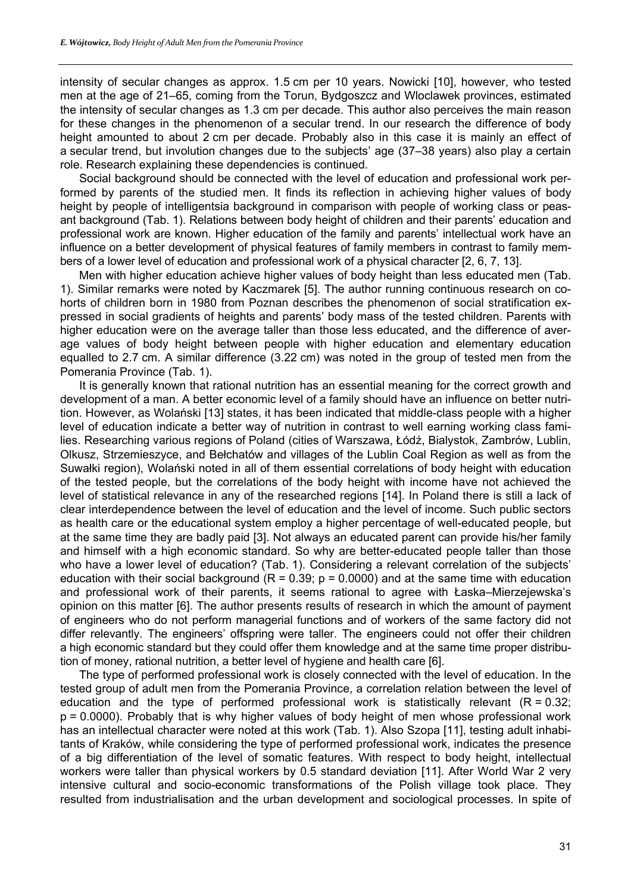intensity of secular changes as approx. 1.5 cm per 10 years. Nowicki [10], however, who tested men at the age of 21–65, coming from the Torun, Bydgoszcz and Wloclawek provinces, estimated the intensity of secular changes as 1.3 cm per decade. This author also perceives the main reason for these changes in the phenomenon of a secular trend. In our research the difference of body height amounted to about 2 cm per decade. Probably also in this case it is mainly an effect of a secular trend, but involution changes due to the subjects' age (37–38 years) also play a certain role. Research explaining these dependencies is continued.

Social background should be connected with the level of education and professional work performed by parents of the studied men. It finds its reflection in achieving higher values of body height by people of intelligentsia background in comparison with people of working class or peasant background (Tab. 1). Relations between body height of children and their parents' education and professional work are known. Higher education of the family and parents' intellectual work have an influence on a better development of physical features of family members in contrast to family members of a lower level of education and professional work of a physical character [2, 6, 7, 13].

Men with higher education achieve higher values of body height than less educated men (Tab. 1). Similar remarks were noted by Kaczmarek [5]. The author running continuous research on cohorts of children born in 1980 from Poznan describes the phenomenon of social stratification expressed in social gradients of heights and parents' body mass of the tested children. Parents with higher education were on the average taller than those less educated, and the difference of average values of body height between people with higher education and elementary education equalled to 2.7 cm. A similar difference (3.22 cm) was noted in the group of tested men from the Pomerania Province (Tab. 1).

It is generally known that rational nutrition has an essential meaning for the correct growth and development of a man. A better economic level of a family should have an influence on better nutrition. However, as Wolański [13] states, it has been indicated that middle-class people with a higher level of education indicate a better way of nutrition in contrast to well earning working class families. Researching various regions of Poland (cities of Warszawa, Łódź, Bialystok, Zambrów, Lublin, Olkusz, Strzemieszyce, and Bełchatów and villages of the Lublin Coal Region as well as from the Suwałki region), Wolański noted in all of them essential correlations of body height with education of the tested people, but the correlations of the body height with income have not achieved the level of statistical relevance in any of the researched regions [14]. In Poland there is still a lack of clear interdependence between the level of education and the level of income. Such public sectors as health care or the educational system employ a higher percentage of well-educated people, but at the same time they are badly paid [3]. Not always an educated parent can provide his/her family and himself with a high economic standard. So why are better-educated people taller than those who have a lower level of education? (Tab. 1). Considering a relevant correlation of the subjects' education with their social background ($R = 0.39$; $p = 0.0000$) and at the same time with education and professional work of their parents, it seems rational to agree with Łaska–Mierzejewska's opinion on this matter [6]. The author presents results of research in which the amount of payment of engineers who do not perform managerial functions and of workers of the same factory did not differ relevantly. The engineers' offspring were taller. The engineers could not offer their children a high economic standard but they could offer them knowledge and at the same time proper distribution of money, rational nutrition, a better level of hygiene and health care [6].

The type of performed professional work is closely connected with the level of education. In the tested group of adult men from the Pomerania Province, a correlation relation between the level of education and the type of performed professional work is statistically relevant ($R = 0.32$; $p = 0.0000$). Probably that is why higher values of body height of men whose professional work has an intellectual character were noted at this work (Tab. 1). Also Szopa [11], testing adult inhabitants of Kraków, while considering the type of performed professional work, indicates the presence of a big differentiation of the level of somatic features. With respect to body height, intellectual workers were taller than physical workers by 0.5 standard deviation [11]. After World War 2 very intensive cultural and socio-economic transformations of the Polish village took place. They resulted from industrialisation and the urban development and sociological processes. In spite of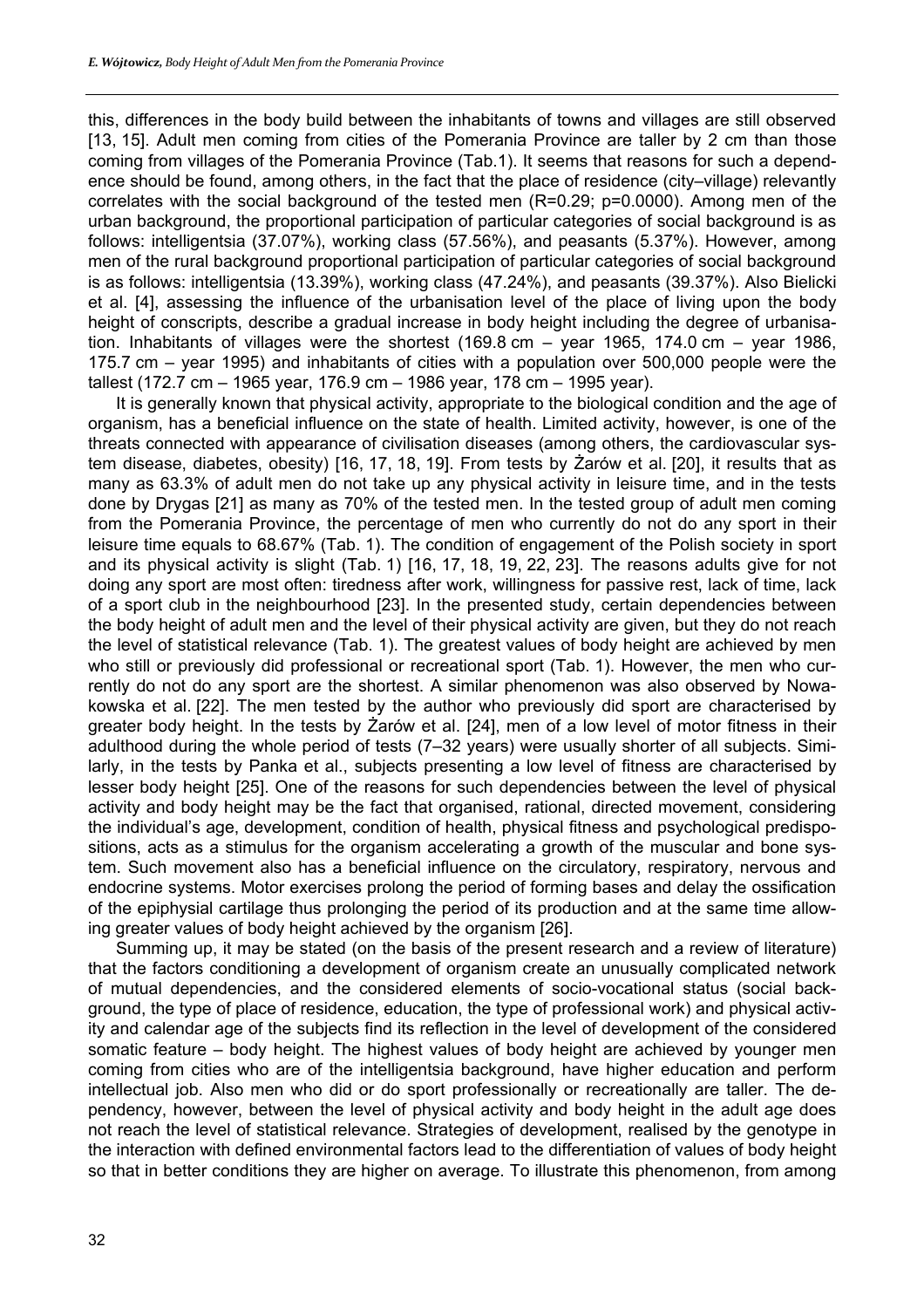this, differences in the body build between the inhabitants of towns and villages are still observed [13, 15]. Adult men coming from cities of the Pomerania Province are taller by 2 cm than those coming from villages of the Pomerania Province (Tab.1). It seems that reasons for such a dependence should be found, among others, in the fact that the place of residence (city–village) relevantly correlates with the social background of the tested men (R=0.29; p=0.0000). Among men of the urban background, the proportional participation of particular categories of social background is as follows: intelligentsia (37.07%), working class (57.56%), and peasants (5.37%). However, among men of the rural background proportional participation of particular categories of social background is as follows: intelligentsia (13.39%), working class (47.24%), and peasants (39.37%). Also Bielicki et al. [4], assessing the influence of the urbanisation level of the place of living upon the body height of conscripts, describe a gradual increase in body height including the degree of urbanisation. Inhabitants of villages were the shortest (169.8 cm – year 1965, 174.0 cm – year 1986, 175.7 cm – year 1995) and inhabitants of cities with a population over 500,000 people were the tallest (172.7 cm – 1965 year, 176.9 cm – 1986 year, 178 cm – 1995 year).

It is generally known that physical activity, appropriate to the biological condition and the age of organism, has a beneficial influence on the state of health. Limited activity, however, is one of the threats connected with appearance of civilisation diseases (among others, the cardiovascular system disease, diabetes, obesity) [16, 17, 18, 19]. From tests by Żarów et al. [20], it results that as many as 63.3% of adult men do not take up any physical activity in leisure time, and in the tests done by Drygas [21] as many as 70% of the tested men. In the tested group of adult men coming from the Pomerania Province, the percentage of men who currently do not do any sport in their leisure time equals to 68.67% (Tab. 1). The condition of engagement of the Polish society in sport and its physical activity is slight (Tab. 1) [16, 17, 18, 19, 22, 23]. The reasons adults give for not doing any sport are most often: tiredness after work, willingness for passive rest, lack of time, lack of a sport club in the neighbourhood [23]. In the presented study, certain dependencies between the body height of adult men and the level of their physical activity are given, but they do not reach the level of statistical relevance (Tab. 1). The greatest values of body height are achieved by men who still or previously did professional or recreational sport (Tab. 1). However, the men who currently do not do any sport are the shortest. A similar phenomenon was also observed by Nowakowska et al. [22]. The men tested by the author who previously did sport are characterised by greater body height. In the tests by Żarów et al. [24], men of a low level of motor fitness in their adulthood during the whole period of tests (7–32 years) were usually shorter of all subjects. Similarly, in the tests by Panka et al., subjects presenting a low level of fitness are characterised by lesser body height [25]. One of the reasons for such dependencies between the level of physical activity and body height may be the fact that organised, rational, directed movement, considering the individual's age, development, condition of health, physical fitness and psychological predispositions, acts as a stimulus for the organism accelerating a growth of the muscular and bone system. Such movement also has a beneficial influence on the circulatory, respiratory, nervous and endocrine systems. Motor exercises prolong the period of forming bases and delay the ossification of the epiphysial cartilage thus prolonging the period of its production and at the same time allowing greater values of body height achieved by the organism [26].

Summing up, it may be stated (on the basis of the present research and a review of literature) that the factors conditioning a development of organism create an unusually complicated network of mutual dependencies, and the considered elements of socio-vocational status (social background, the type of place of residence, education, the type of professional work) and physical activity and calendar age of the subjects find its reflection in the level of development of the considered somatic feature – body height. The highest values of body height are achieved by younger men coming from cities who are of the intelligentsia background, have higher education and perform intellectual job. Also men who did or do sport professionally or recreationally are taller. The dependency, however, between the level of physical activity and body height in the adult age does not reach the level of statistical relevance. Strategies of development, realised by the genotype in the interaction with defined environmental factors lead to the differentiation of values of body height so that in better conditions they are higher on average. To illustrate this phenomenon, from among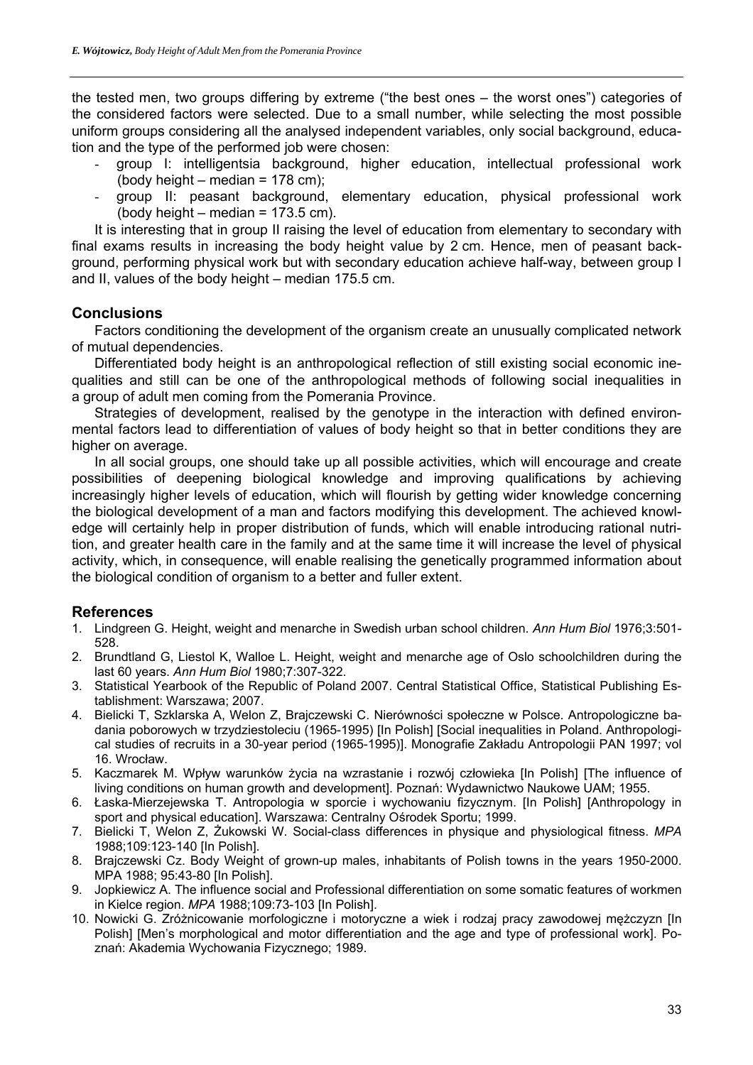the tested men, two groups differing by extreme ("the best ones – the worst ones") categories of the considered factors were selected. Due to a small number, while selecting the most possible uniform groups considering all the analysed independent variables, only social background, education and the type of the performed job were chosen:

- group I: intelligentsia background, higher education, intellectual professional work (body height – median = 178 cm);
- group II: peasant background, elementary education, physical professional work (body height – median = 173.5 cm).

It is interesting that in group II raising the level of education from elementary to secondary with final exams results in increasing the body height value by 2 cm. Hence, men of peasant background, performing physical work but with secondary education achieve half-way, between group I and II, values of the body height – median 175.5 cm.

## Conclusions

Factors conditioning the development of the organism create an unusually complicated network of mutual dependencies.

Differentiated body height is an anthropological reflection of still existing social economic inequalities and still can be one of the anthropological methods of following social inequalities in a group of adult men coming from the Pomerania Province.

Strategies of development, realised by the genotype in the interaction with defined environmental factors lead to differentiation of values of body height so that in better conditions they are higher on average.

In all social groups, one should take up all possible activities, which will encourage and create possibilities of deepening biological knowledge and improving qualifications by achieving increasingly higher levels of education, which will flourish by getting wider knowledge concerning the biological development of a man and factors modifying this development. The achieved knowledge will certainly help in proper distribution of funds, which will enable introducing rational nutrition, and greater health care in the family and at the same time it will increase the level of physical activity, which, in consequence, will enable realising the genetically programmed information about the biological condition of organism to a better and fuller extent.

## References

1. Lindgreen G. Height, weight and menarche in Swedish urban school children. *Ann Hum Biol* 1976;3:501-528.
2. Brundtland G, Liestol K, Walloe L. Height, weight and menarche age of Oslo schoolchildren during the last 60 years. *Ann Hum Biol* 1980;7:307-322.
3. Statistical Yearbook of the Republic of Poland 2007. Central Statistical Office, Statistical Publishing Establishment: Warszawa; 2007.
4. Bielicki T, Szklarska A, Welon Z, Brajczewski C. Nierówności społeczne w Polsce. Antropologiczne badania poborowych w trzydziestoleciu (1965-1995) [In Polish] [Social inequalities in Poland. Anthropological studies of recruits in a 30-year period (1965-1995)]. Monografie Zakładu Antropologii PAN 1997; vol 16. Wrocław.
5. Kaczmarek M. Wpływ warunków życia na wzrastanie i rozwój człowieka [In Polish] [The influence of living conditions on human growth and development]. Poznań: Wydawnictwo Naukowe UAM; 1955.
6. Łaska-Mierzejewska T. Antropologia w sporcie i wychowaniu fizycznym. [In Polish] [Anthropology in sport and physical education]. Warszawa: Centralny Ośrodek Sportu; 1999.
7. Bielicki T, Welon Z, Żukowski W. Social-class differences in physique and physiological fitness. *MPA* 1988;109:123-140 [In Polish].
8. Brajczewski Cz. Body Weight of grown-up males, inhabitants of Polish towns in the years 1950-2000. MPA 1988; 95:43-80 [In Polish].
9. Jopkiewicz A. The influence social and Professional differentiation on some somatic features of workmen in Kielce region. *MPA* 1988;109:73-103 [In Polish].
10. Nowicki G. Zróżnicowanie morfologiczne i motoryczne a wiek i rodzaj pracy zawodowej mężczyzn [In Polish] [Men's morphological and motor differentiation and the age and type of professional work]. Poznań: Akademia Wychowania Fizycznego; 1989.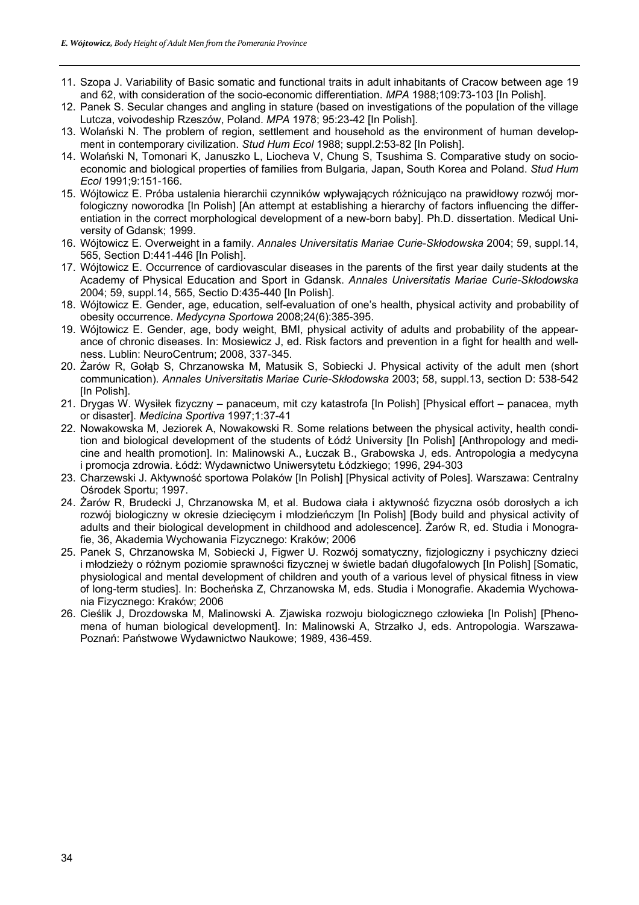11. Szopa J. Variability of Basic somatic and functional traits in adult inhabitants of Cracow between age 19 and 62, with consideration of the socio-economic differentiation. *MPA* 1988;109:73-103 [In Polish].
12. Panek S. Secular changes and angling in stature (based on investigations of the population of the village Lutcza, voivodeship Rzeszów, Poland. *MPA* 1978; 95:23-42 [In Polish].
13. Wolański N. The problem of region, settlement and household as the environment of human development in contemporary civilization. *Stud Hum Ecol* 1988; suppl.2:53-82 [In Polish].
14. Wolański N, Tomonari K, Januszko L, Liocheva V, Chung S, Tsushima S. Comparative study on socio-economic and biological properties of families from Bulgaria, Japan, South Korea and Poland. *Stud Hum Ecol* 1991;9:151-166.
15. Wójtowicz E. Próba ustalenia hierarchii czynników wpływających różnicująco na prawidłowy rozwój morfologiczny noworodka [In Polish] [An attempt at establishing a hierarchy of factors influencing the differentiation in the correct morphological development of a new-born baby]. Ph.D. dissertation. Medical University of Gdansk; 1999.
16. Wójtowicz E. Overweight in a family. *Annales Universitatis Mariae Curie-Skłodowska* 2004; 59, suppl.14, 565, Section D:441-446 [In Polish].
17. Wójtowicz E. Occurrence of cardiovascular diseases in the parents of the first year daily students at the Academy of Physical Education and Sport in Gdansk. *Annales Universitatis Mariae Curie-Skłodowska* 2004; 59, suppl.14, 565, Sectio D:435-440 [In Polish].
18. Wójtowicz E. Gender, age, education, self-evaluation of one's health, physical activity and probability of obesity occurrence. *Medycyna Sportowa* 2008;24(6):385-395.
19. Wójtowicz E. Gender, age, body weight, BMI, physical activity of adults and probability of the appearance of chronic diseases. In: Mosiewicz J, ed. Risk factors and prevention in a fight for health and wellness. Lublin: NeuroCentrum; 2008, 337-345.
20. Żarów R, Gołąb S, Chrzanowska M, Matusik S, Sobiecki J. Physical activity of the adult men (short communication). *Annales Universitatis Mariae Curie-Skłodowska* 2003; 58, suppl.13, section D: 538-542 [In Polish].
21. Drygas W. Wysiłek fizyczny – panaceum, mit czy katastrofa [In Polish] [Physical effort – panacea, myth or disaster]. *Medicina Sportiva* 1997;1:37-41
22. Nowakowska M, Jeziorek A, Nowakowski R. Some relations between the physical activity, health condition and biological development of the students of Łódź University [In Polish] [Anthropology and medicine and health promotion]. In: Malinowski A., Łuczak B., Grabowska J, eds. Antropologia a medycyna i promocja zdrowia. Łódź: Wydawnictwo Uniwersytetu Łódzkiego; 1996, 294-303
23. Charzewski J. Aktywność sportowa Polaków [In Polish] [Physical activity of Poles]. Warszawa: Centralny Ośrodek Sportu; 1997.
24. Żarów R, Brudecki J, Chrzanowska M, et al. Budowa ciała i aktywność fizyczna osób dorosłych a ich rozwój biologiczny w okresie dziecięcym i młodzieńczym [In Polish] [Body build and physical activity of adults and their biological development in childhood and adolescence]. Żarów R, ed. Studia i Monografie, 36, Akademia Wychowania Fizycznego: Kraków; 2006
25. Panek S, Chrzanowska M, Sobiecki J, Figwer U. Rozwój somatyczny, fizjologiczny i psychiczny dzieci i młodzieży o różnym poziomie sprawności fizycznej w świetle badań długofalowych [In Polish] [Somatic, physiological and mental development of children and youth of a various level of physical fitness in view of long-term studies]. In: Bocheńska Z, Chrzanowska M, eds. Studia i Monografie. Akademia Wychowania Fizycznego: Kraków; 2006
26. Cieślik J, Drozdowska M, Malinowski A. Zjawiska rozwoju biologicznego człowieka [In Polish] [Phenomena of human biological development]. In: Malinowski A, Strzałko J, eds. Antropologia. Warszawa-Poznań: Państwowe Wydawnictwo Naukowe; 1989, 436-459.